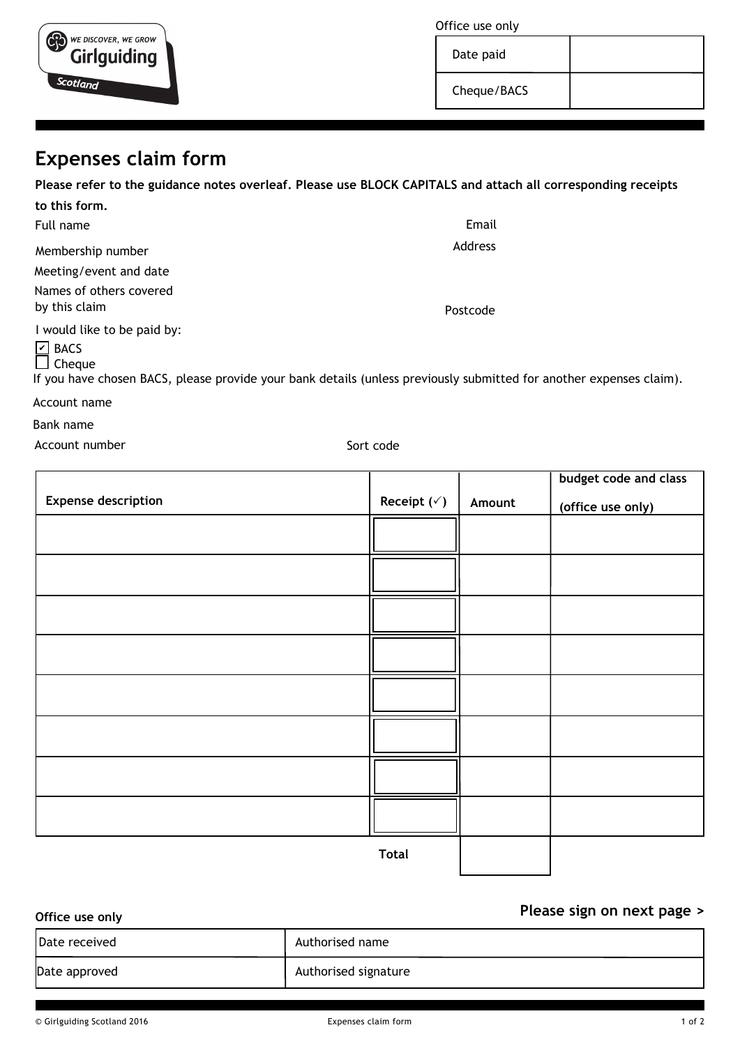WE DISCOVER, WE GROW
Girlguiding
Scotland

Office use only

| Date paid | |
| --- | --- |
| Cheque/BACS | |

# Expenses claim form

**Please refer to the guidance notes overleaf. Please use BLOCK CAPITALS and attach all corresponding receipts to this form.**

Full name

Membership number

Meeting/event and date

Names of others covered by this claim

Email

Address

Postcode

I would like to be paid by:

- [x] BACS
- [ ] Cheque

If you have chosen BACS, please provide your bank details (unless previously submitted for another expenses claim).

Account name

Bank name

Account number

Sort code

| Expense description | Receipt (✓) | Amount | budget code and class (office use only) |
| --- | --- | --- | --- |
| | | | |
| | | | |
| | | | |
| | | | |
| | | | |
| | | | |
| | | | |
| | | | |
| | **Total** | | |

**Please sign on next page >**

**Office use only**

| Date received | Authorised name |
| --- | --- |
| Date approved | Authorised signature |

© Girlguiding Scotland 2016 Expenses claim form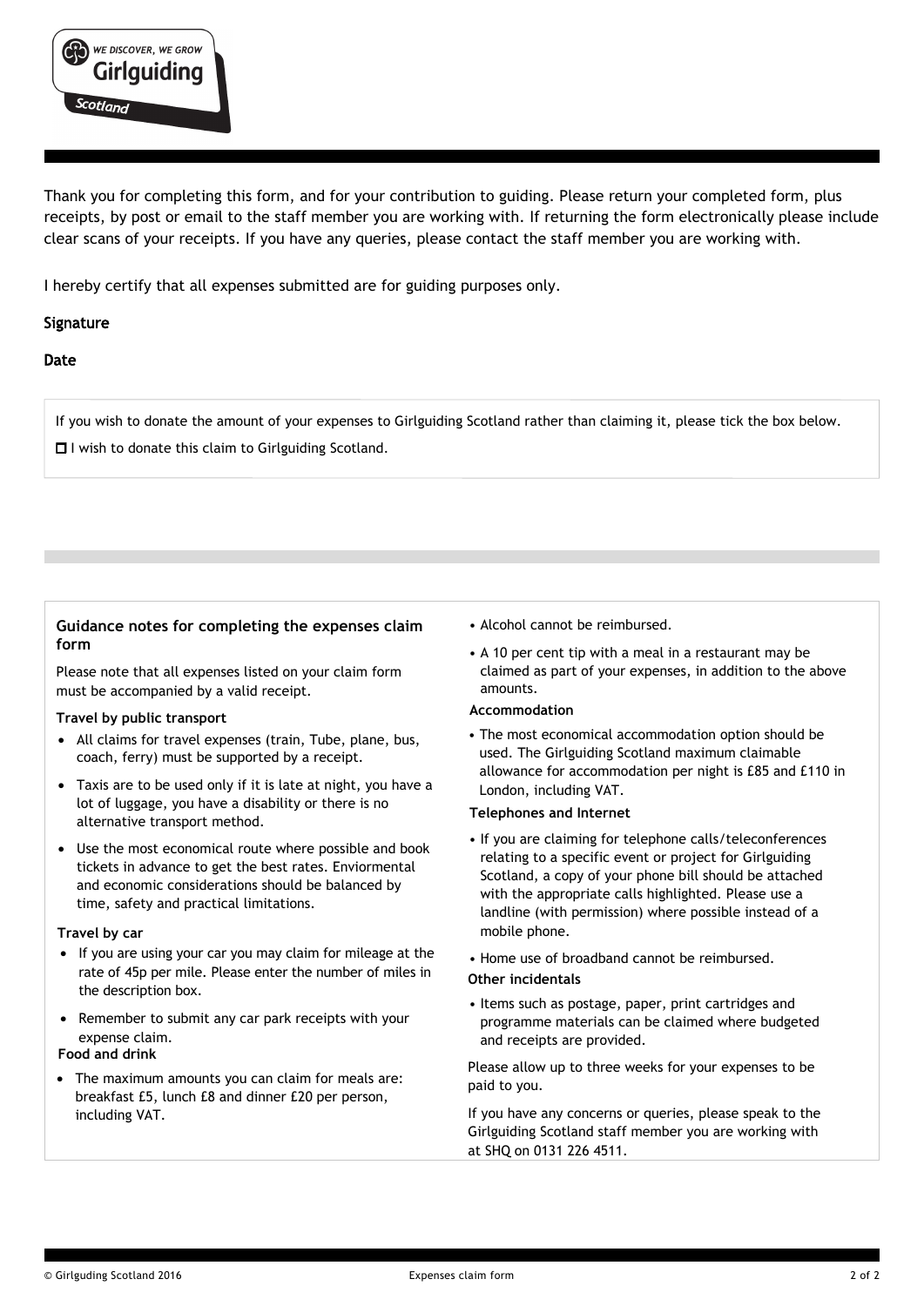Thank you for completing this form, and for your contribution to guiding. Please return your completed form, plus receipts, by post or email to the staff member you are working with. If returning the form electronically please include clear scans of your receipts. If you have any queries, please contact the staff member you are working with.

I hereby certify that all expenses submitted are for guiding purposes only.

**Signature**

**Date**

If you wish to donate the amount of your expenses to Girlguiding Scotland rather than claiming it, please tick the box below.

☐ I wish to donate this claim to Girlguiding Scotland.

### Guidance notes for completing the expenses claim form

Please note that all expenses listed on your claim form must be accompanied by a valid receipt.

**Travel by public transport**

- All claims for travel expenses (train, Tube, plane, bus, coach, ferry) must be supported by a receipt.
- Taxis are to be used only if it is late at night, you have a lot of luggage, you have a disability or there is no alternative transport method.
- Use the most economical route where possible and book tickets in advance to get the best rates. Enviormental and economic considerations should be balanced by time, safety and practical limitations.

**Travel by car**

- If you are using your car you may claim for mileage at the rate of 45p per mile. Please enter the number of miles in the description box.
- Remember to submit any car park receipts with your expense claim.

**Food and drink**

- The maximum amounts you can claim for meals are: breakfast £5, lunch £8 and dinner £20 per person, including VAT.
- Alcohol cannot be reimbursed.
- A 10 per cent tip with a meal in a restaurant may be claimed as part of your expenses, in addition to the above amounts.

**Accommodation**

- The most economical accommodation option should be used. The Girlguiding Scotland maximum claimable allowance for accommodation per night is £85 and £110 in London, including VAT.

**Telephones and Internet**

- If you are claiming for telephone calls/teleconferences relating to a specific event or project for Girlguiding Scotland, a copy of your phone bill should be attached with the appropriate calls highlighted. Please use a landline (with permission) where possible instead of a mobile phone.
- Home use of broadband cannot be reimbursed.

**Other incidentals**

- Items such as postage, paper, print cartridges and programme materials can be claimed where budgeted and receipts are provided.

Please allow up to three weeks for your expenses to be paid to you.

If you have any concerns or queries, please speak to the Girlguiding Scotland staff member you are working with at SHQ on 0131 226 4511.